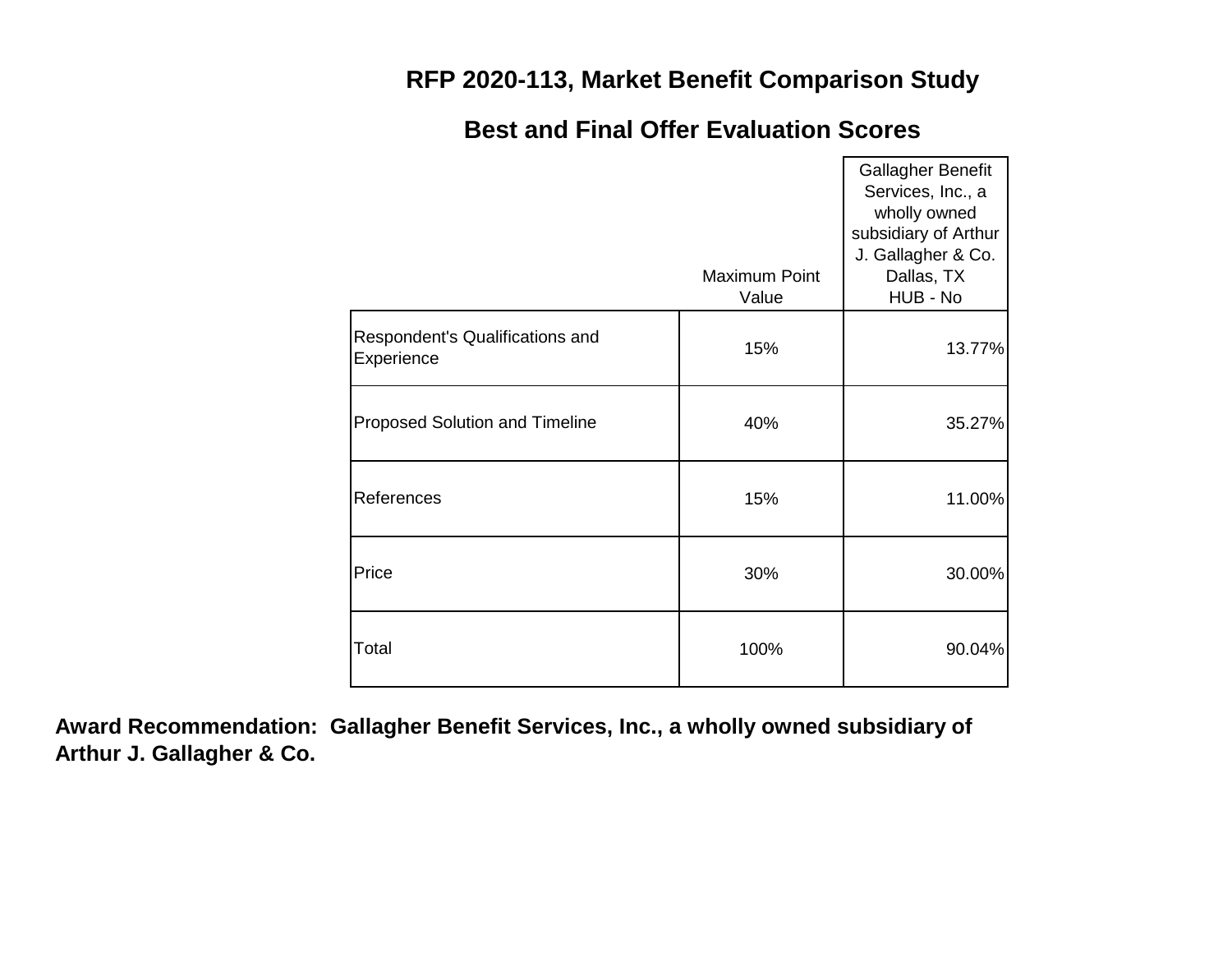# RFP 2020-113, Market Benefit Comparison Study

## Best and Final Offer Evaluation Scores

| | Maximum Point Value | Gallagher Benefit Services, Inc., a wholly owned subsidiary of Arthur J. Gallagher & Co. Dallas, TX HUB - No |
|---|---|---|
| Respondent's Qualifications and Experience | 15% | 13.77% |
| Proposed Solution and Timeline | 40% | 35.27% |
| References | 15% | 11.00% |
| Price | 30% | 30.00% |
| Total | 100% | 90.04% |

**Award Recommendation: Gallagher Benefit Services, Inc., a wholly owned subsidiary of Arthur J. Gallagher & Co.**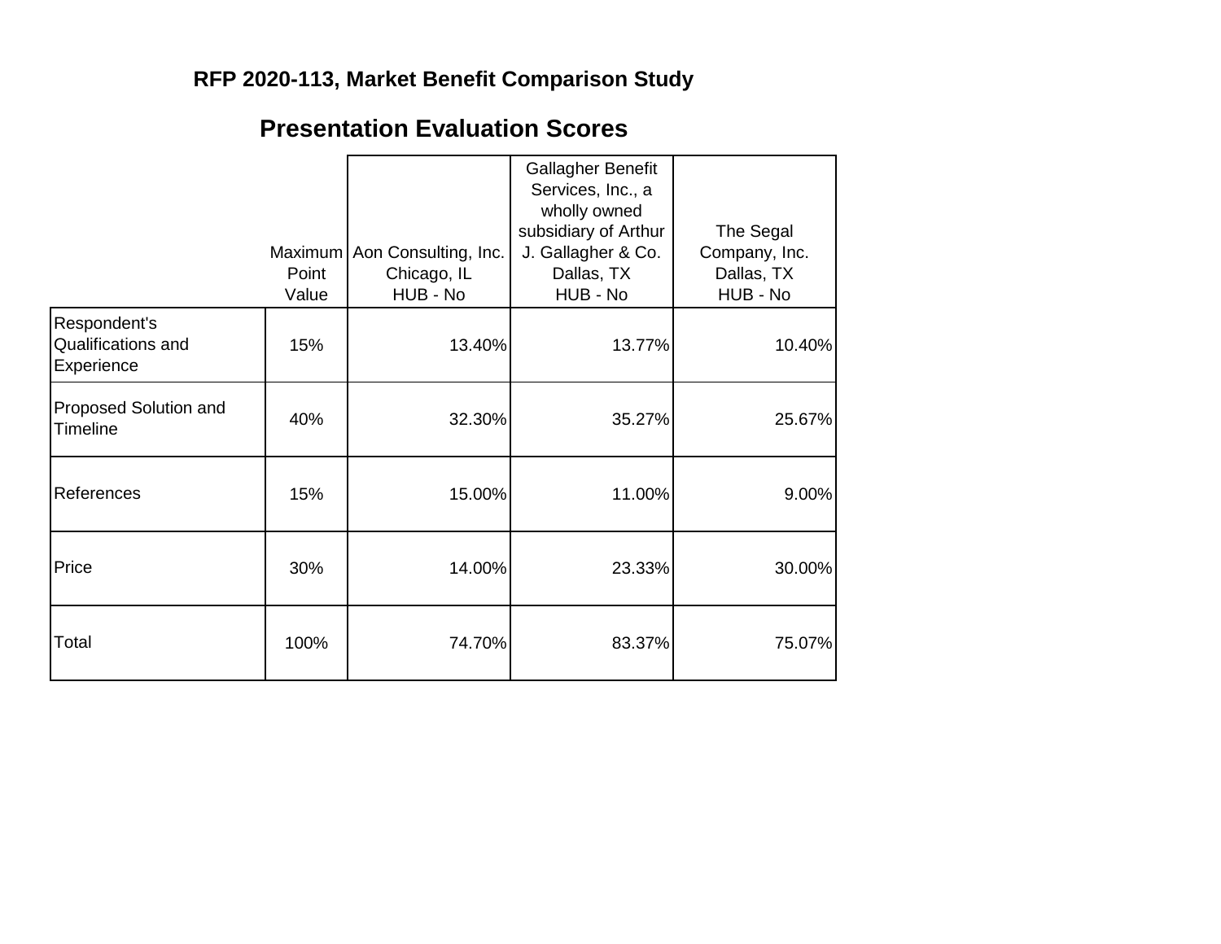## RFP 2020-113, Market Benefit Comparison Study

# Presentation Evaluation Scores

| | Maximum Point Value | Aon Consulting, Inc. Chicago, IL HUB - No | Gallagher Benefit Services, Inc., a wholly owned subsidiary of Arthur J. Gallagher & Co. Dallas, TX HUB - No | The Segal Company, Inc. Dallas, TX HUB - No |
|---|---|---|---|---|
| Respondent's Qualifications and Experience | 15% | 13.40% | 13.77% | 10.40% |
| Proposed Solution and Timeline | 40% | 32.30% | 35.27% | 25.67% |
| References | 15% | 15.00% | 11.00% | 9.00% |
| Price | 30% | 14.00% | 23.33% | 30.00% |
| Total | 100% | 74.70% | 83.37% | 75.07% |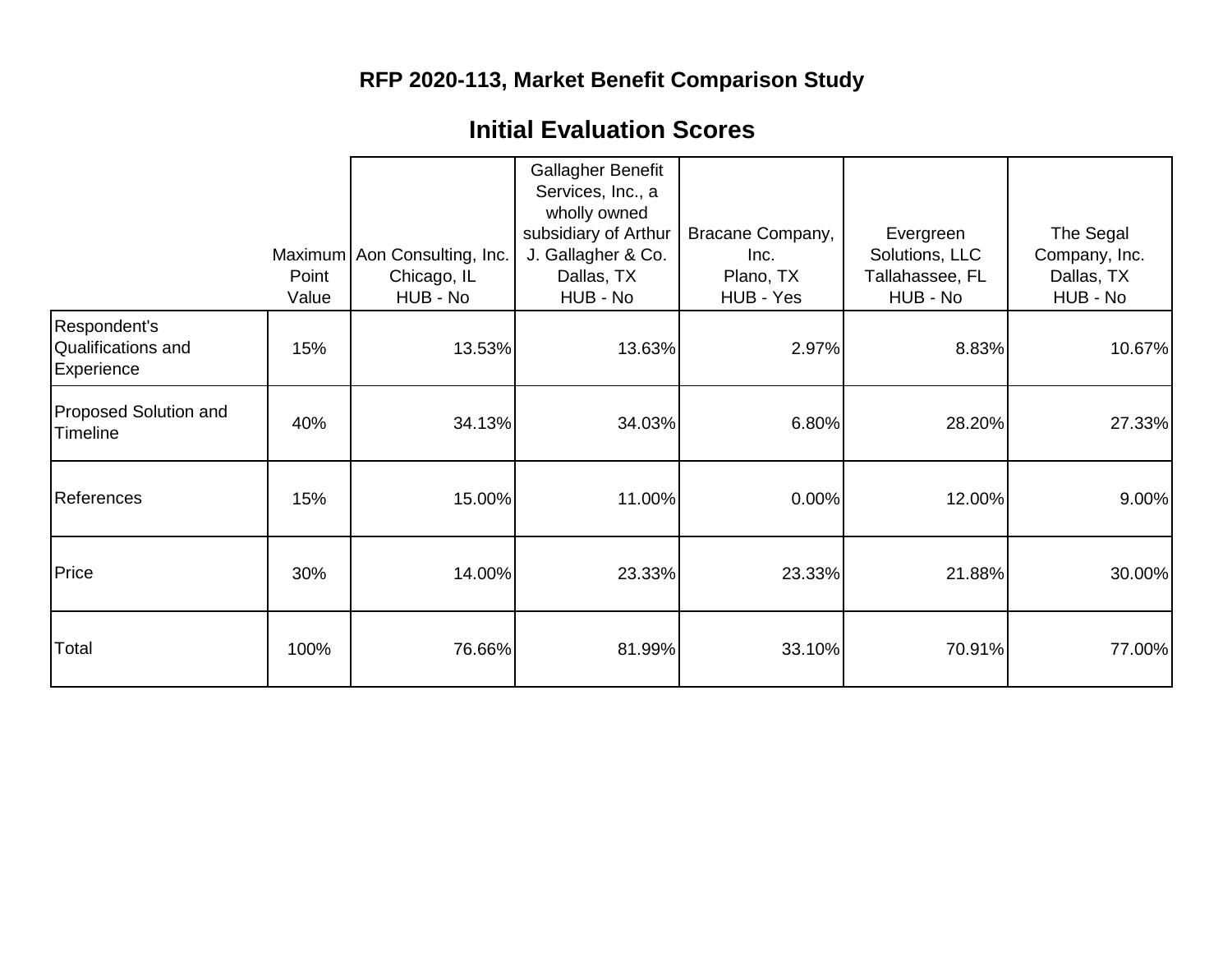### RFP 2020-113, Market Benefit Comparison Study

## Initial Evaluation Scores

| | Maximum Point Value | Aon Consulting, Inc. Chicago, IL HUB - No | Gallagher Benefit Services, Inc., a wholly owned subsidiary of Arthur J. Gallagher & Co. Dallas, TX HUB - No | Bracane Company, Inc. Plano, TX HUB - Yes | Evergreen Solutions, LLC Tallahassee, FL HUB - No | The Segal Company, Inc. Dallas, TX HUB - No |
|---|---|---|---|---|---|---|
| Respondent's Qualifications and Experience | 15% | 13.53% | 13.63% | 2.97% | 8.83% | 10.67% |
| Proposed Solution and Timeline | 40% | 34.13% | 34.03% | 6.80% | 28.20% | 27.33% |
| References | 15% | 15.00% | 11.00% | 0.00% | 12.00% | 9.00% |
| Price | 30% | 14.00% | 23.33% | 23.33% | 21.88% | 30.00% |
| Total | 100% | 76.66% | 81.99% | 33.10% | 70.91% | 77.00% |